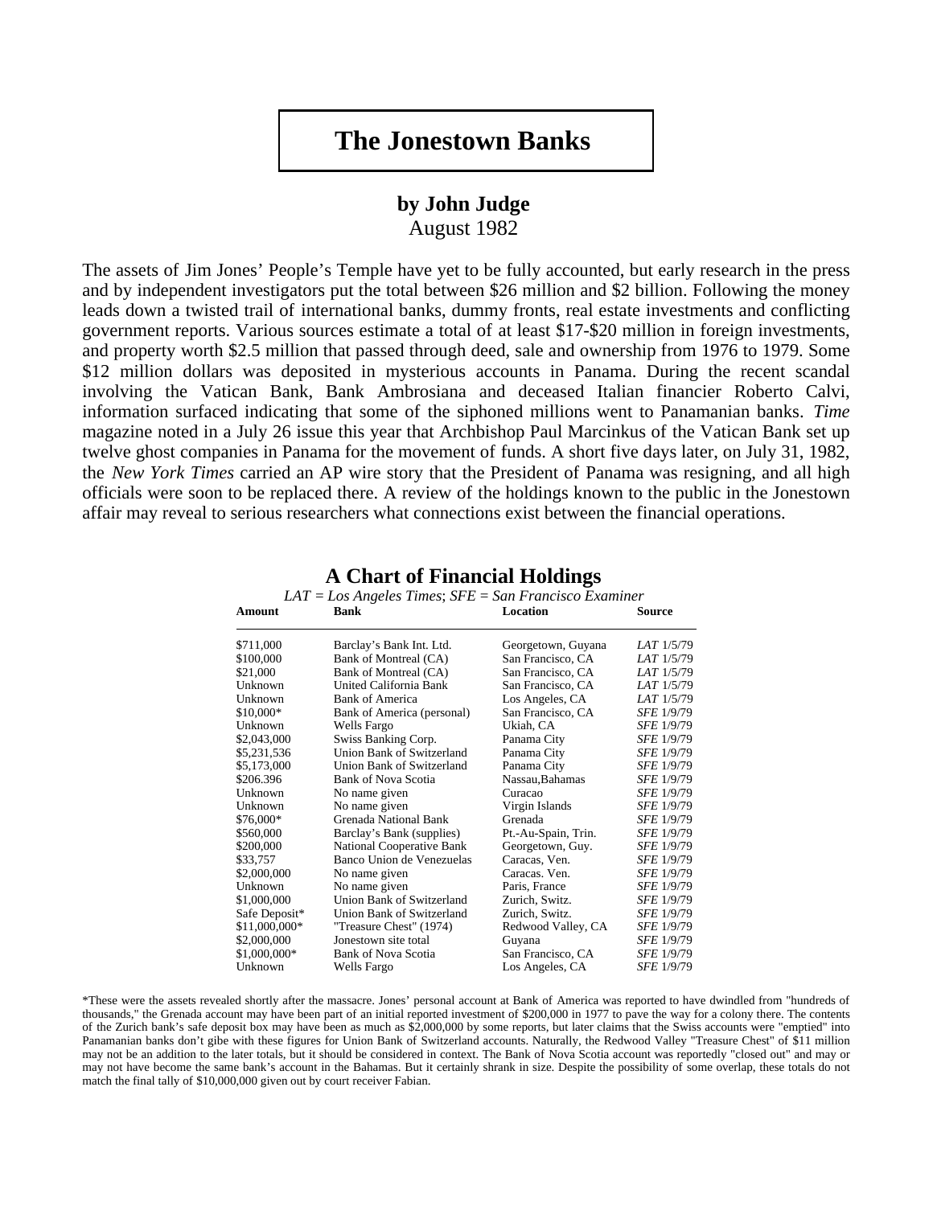# The Jonestown Banks

**by John Judge**
August 1982

The assets of Jim Jones' People's Temple have yet to be fully accounted, but early research in the press and by independent investigators put the total between $26 million and $2 billion. Following the money leads down a twisted trail of international banks, dummy fronts, real estate investments and conflicting government reports. Various sources estimate a total of at least $17-$20 million in foreign investments, and property worth $2.5 million that passed through deed, sale and ownership from 1976 to 1979. Some $12 million dollars was deposited in mysterious accounts in Panama. During the recent scandal involving the Vatican Bank, Bank Ambrosiana and deceased Italian financier Roberto Calvi, information surfaced indicating that some of the siphoned millions went to Panamanian banks. *Time* magazine noted in a July 26 issue this year that Archbishop Paul Marcinkus of the Vatican Bank set up twelve ghost companies in Panama for the movement of funds. A short five days later, on July 31, 1982, the *New York Times* carried an AP wire story that the President of Panama was resigning, and all high officials were soon to be replaced there. A review of the holdings known to the public in the Jonestown affair may reveal to serious researchers what connections exist between the financial operations.

## A Chart of Financial Holdings

*LAT = Los Angeles Times*; *SFE = San Francisco Examiner*

| Amount | Bank | Location | Source |
|---|---|---|---|
| $711,000 | Barclay's Bank Int. Ltd. | Georgetown, Guyana | *LAT* 1/5/79 |
| $100,000 | Bank of Montreal (CA) | San Francisco, CA | *LAT* 1/5/79 |
| $21,000 | Bank of Montreal (CA) | San Francisco, CA | *LAT* 1/5/79 |
| Unknown | United California Bank | San Francisco, CA | *LAT* 1/5/79 |
| Unknown | Bank of America | Los Angeles, CA | *LAT* 1/5/79 |
| $10,000* | Bank of America (personal) | San Francisco, CA | *SFE* 1/9/79 |
| Unknown | Wells Fargo | Ukiah, CA | *SFE* 1/9/79 |
| $2,043,000 | Swiss Banking Corp. | Panama City | *SFE* 1/9/79 |
| $5,231,536 | Union Bank of Switzerland | Panama City | *SFE* 1/9/79 |
| $5,173,000 | Union Bank of Switzerland | Panama City | *SFE* 1/9/79 |
| $206.396 | Bank of Nova Scotia | Nassau,Bahamas | *SFE* 1/9/79 |
| Unknown | No name given | Curacao | *SFE* 1/9/79 |
| Unknown | No name given | Virgin Islands | *SFE* 1/9/79 |
| $76,000* | Grenada National Bank | Grenada | *SFE* 1/9/79 |
| $560,000 | Barclay's Bank (supplies) | Pt.-Au-Spain, Trin. | *SFE* 1/9/79 |
| $200,000 | National Cooperative Bank | Georgetown, Guy. | *SFE* 1/9/79 |
| $33,757 | Banco Union de Venezuelas | Caracas, Ven. | *SFE* 1/9/79 |
| $2,000,000 | No name given | Caracas. Ven. | *SFE* 1/9/79 |
| Unknown | No name given | Paris, France | *SFE* 1/9/79 |
| $1,000,000 | Union Bank of Switzerland | Zurich, Switz. | *SFE* 1/9/79 |
| Safe Deposit* | Union Bank of Switzerland | Zurich, Switz. | *SFE* 1/9/79 |
| $11,000,000* | "Treasure Chest" (1974) | Redwood Valley, CA | *SFE* 1/9/79 |
| $2,000,000 | Jonestown site total | Guyana | *SFE* 1/9/79 |
| $1,000,000* | Bank of Nova Scotia | San Francisco, CA | *SFE* 1/9/79 |
| Unknown | Wells Fargo | Los Angeles, CA | *SFE* 1/9/79 |

*These were the assets revealed shortly after the massacre. Jones' personal account at Bank of America was reported to have dwindled from "hundreds of thousands," the Grenada account may have been part of an initial reported investment of $200,000 in 1977 to pave the way for a colony there. The contents of the Zurich bank's safe deposit box may have been as much as $2,000,000 by some reports, but later claims that the Swiss accounts were "emptied" into Panamanian banks don't gibe with these figures for Union Bank of Switzerland accounts. Naturally, the Redwood Valley "Treasure Chest" of $11 million may not be an addition to the later totals, but it should be considered in context. The Bank of Nova Scotia account was reportedly "closed out" and may or may not have become the same bank's account in the Bahamas. But it certainly shrank in size. Despite the possibility of some overlap, these totals do not match the final tally of $10,000,000 given out by court receiver Fabian.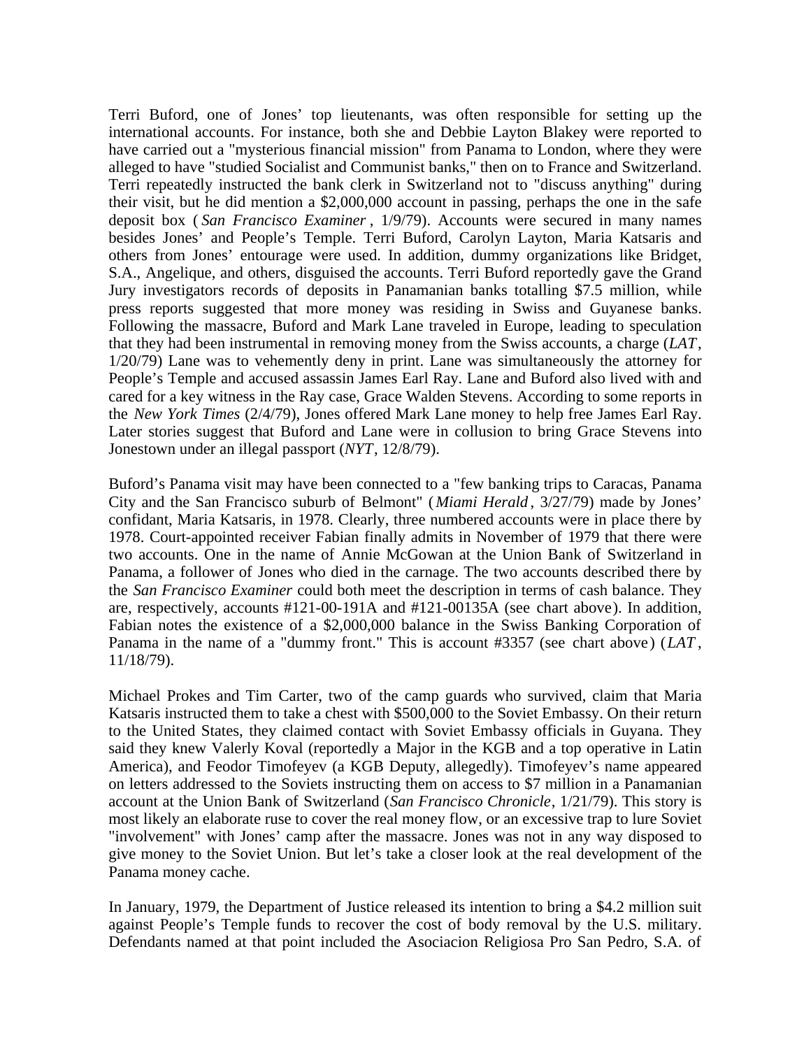Terri Buford, one of Jones' top lieutenants, was often responsible for setting up the international accounts. For instance, both she and Debbie Layton Blakey were reported to have carried out a "mysterious financial mission" from Panama to London, where they were alleged to have "studied Socialist and Communist banks," then on to France and Switzerland. Terri repeatedly instructed the bank clerk in Switzerland not to "discuss anything" during their visit, but he did mention a $2,000,000 account in passing, perhaps the one in the safe deposit box ( *San Francisco Examiner* , 1/9/79). Accounts were secured in many names besides Jones' and People's Temple. Terri Buford, Carolyn Layton, Maria Katsaris and others from Jones' entourage were used. In addition, dummy organizations like Bridget, S.A., Angelique, and others, disguised the accounts. Terri Buford reportedly gave the Grand Jury investigators records of deposits in Panamanian banks totalling $7.5 million, while press reports suggested that more money was residing in Swiss and Guyanese banks. Following the massacre, Buford and Mark Lane traveled in Europe, leading to speculation that they had been instrumental in removing money from the Swiss accounts, a charge (*LAT*, 1/20/79) Lane was to vehemently deny in print. Lane was simultaneously the attorney for People's Temple and accused assassin James Earl Ray. Lane and Buford also lived with and cared for a key witness in the Ray case, Grace Walden Stevens. According to some reports in the *New York Times* (2/4/79), Jones offered Mark Lane money to help free James Earl Ray. Later stories suggest that Buford and Lane were in collusion to bring Grace Stevens into Jonestown under an illegal passport (*NYT*, 12/8/79).

Buford's Panama visit may have been connected to a "few banking trips to Caracas, Panama City and the San Francisco suburb of Belmont" ( *Miami Herald* , 3/27/79) made by Jones' confidant, Maria Katsaris, in 1978. Clearly, three numbered accounts were in place there by 1978. Court-appointed receiver Fabian finally admits in November of 1979 that there were two accounts. One in the name of Annie McGowan at the Union Bank of Switzerland in Panama, a follower of Jones who died in the carnage. The two accounts described there by the *San Francisco Examiner* could both meet the description in terms of cash balance. They are, respectively, accounts #121-00-191A and #121-00135A (see chart above). In addition, Fabian notes the existence of a $2,000,000 balance in the Swiss Banking Corporation of Panama in the name of a "dummy front." This is account #3357 (see chart above) (*LAT* , 11/18/79).

Michael Prokes and Tim Carter, two of the camp guards who survived, claim that Maria Katsaris instructed them to take a chest with $500,000 to the Soviet Embassy. On their return to the United States, they claimed contact with Soviet Embassy officials in Guyana. They said they knew Valerly Koval (reportedly a Major in the KGB and a top operative in Latin America), and Feodor Timofeyev (a KGB Deputy, allegedly). Timofeyev's name appeared on letters addressed to the Soviets instructing them on access to $7 million in a Panamanian account at the Union Bank of Switzerland (*San Francisco Chronicle*, 1/21/79). This story is most likely an elaborate ruse to cover the real money flow, or an excessive trap to lure Soviet "involvement" with Jones' camp after the massacre. Jones was not in any way disposed to give money to the Soviet Union. But let's take a closer look at the real development of the Panama money cache.

In January, 1979, the Department of Justice released its intention to bring a $4.2 million suit against People's Temple funds to recover the cost of body removal by the U.S. military. Defendants named at that point included the Asociacion Religiosa Pro San Pedro, S.A. of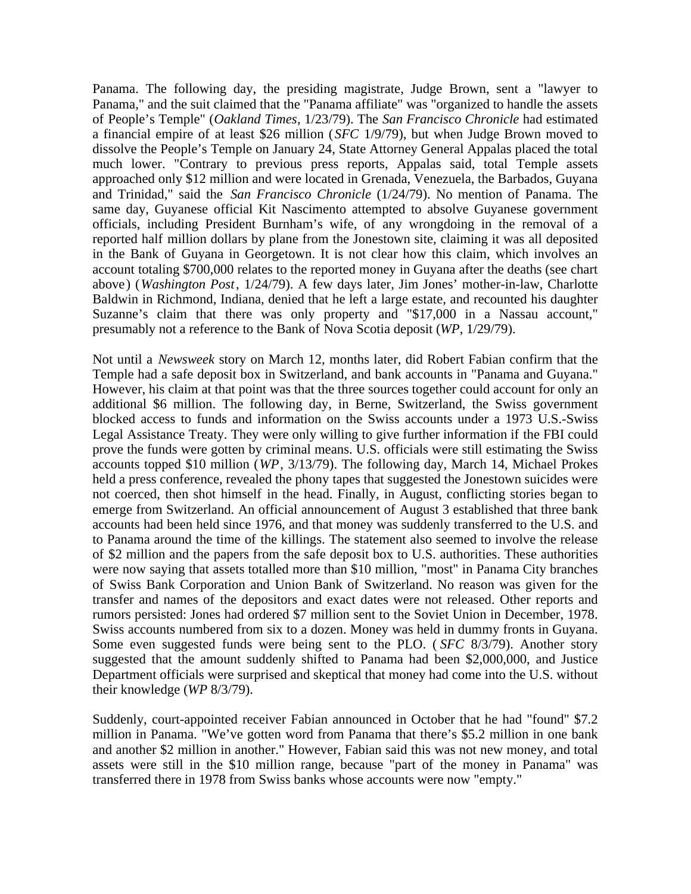Panama. The following day, the presiding magistrate, Judge Brown, sent a "lawyer to Panama," and the suit claimed that the "Panama affiliate" was "organized to handle the assets of People's Temple" (*Oakland Times*, 1/23/79). The *San Francisco Chronicle* had estimated a financial empire of at least $26 million (*SFC* 1/9/79), but when Judge Brown moved to dissolve the People's Temple on January 24, State Attorney General Appalas placed the total much lower. "Contrary to previous press reports, Appalas said, total Temple assets approached only $12 million and were located in Grenada, Venezuela, the Barbados, Guyana and Trinidad," said the *San Francisco Chronicle* (1/24/79). No mention of Panama. The same day, Guyanese official Kit Nascimento attempted to absolve Guyanese government officials, including President Burnham's wife, of any wrongdoing in the removal of a reported half million dollars by plane from the Jonestown site, claiming it was all deposited in the Bank of Guyana in Georgetown. It is not clear how this claim, which involves an account totaling $700,000 relates to the reported money in Guyana after the deaths (see chart above) (*Washington Post*, 1/24/79). A few days later, Jim Jones' mother-in-law, Charlotte Baldwin in Richmond, Indiana, denied that he left a large estate, and recounted his daughter Suzanne's claim that there was only property and "$17,000 in a Nassau account," presumably not a reference to the Bank of Nova Scotia deposit (*WP*, 1/29/79).

Not until a *Newsweek* story on March 12, months later, did Robert Fabian confirm that the Temple had a safe deposit box in Switzerland, and bank accounts in "Panama and Guyana." However, his claim at that point was that the three sources together could account for only an additional $6 million. The following day, in Berne, Switzerland, the Swiss government blocked access to funds and information on the Swiss accounts under a 1973 U.S.-Swiss Legal Assistance Treaty. They were only willing to give further information if the FBI could prove the funds were gotten by criminal means. U.S. officials were still estimating the Swiss accounts topped $10 million (*WP*, 3/13/79). The following day, March 14, Michael Prokes held a press conference, revealed the phony tapes that suggested the Jonestown suicides were not coerced, then shot himself in the head. Finally, in August, conflicting stories began to emerge from Switzerland. An official announcement of August 3 established that three bank accounts had been held since 1976, and that money was suddenly transferred to the U.S. and to Panama around the time of the killings. The statement also seemed to involve the release of $2 million and the papers from the safe deposit box to U.S. authorities. These authorities were now saying that assets totalled more than $10 million, "most" in Panama City branches of Swiss Bank Corporation and Union Bank of Switzerland. No reason was given for the transfer and names of the depositors and exact dates were not released. Other reports and rumors persisted: Jones had ordered $7 million sent to the Soviet Union in December, 1978. Swiss accounts numbered from six to a dozen. Money was held in dummy fronts in Guyana. Some even suggested funds were being sent to the PLO. (*SFC* 8/3/79). Another story suggested that the amount suddenly shifted to Panama had been $2,000,000, and Justice Department officials were surprised and skeptical that money had come into the U.S. without their knowledge (*WP* 8/3/79).

Suddenly, court-appointed receiver Fabian announced in October that he had "found" $7.2 million in Panama. "We've gotten word from Panama that there's $5.2 million in one bank and another $2 million in another." However, Fabian said this was not new money, and total assets were still in the $10 million range, because "part of the money in Panama" was transferred there in 1978 from Swiss banks whose accounts were now "empty."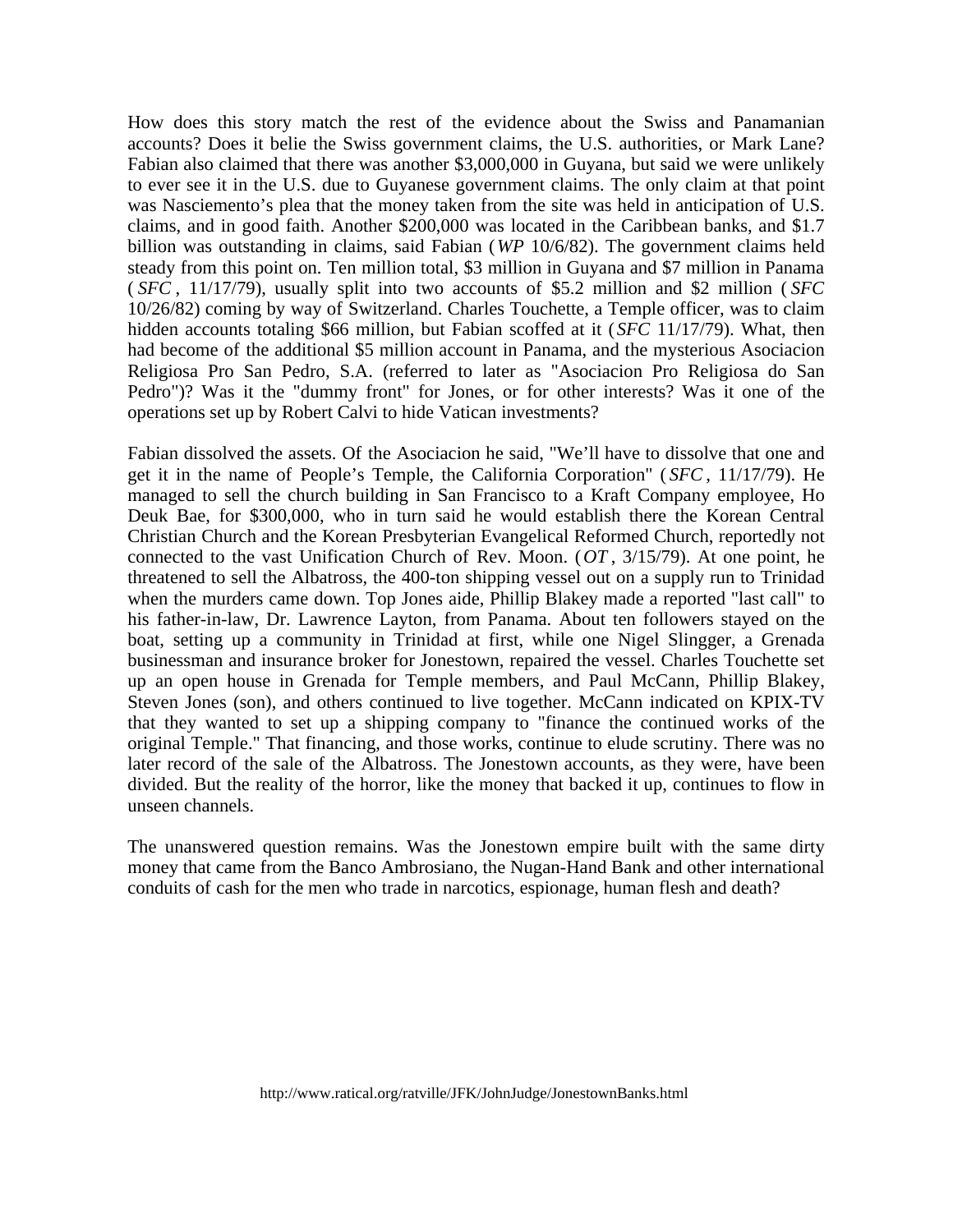How does this story match the rest of the evidence about the Swiss and Panamanian accounts? Does it belie the Swiss government claims, the U.S. authorities, or Mark Lane? Fabian also claimed that there was another $3,000,000 in Guyana, but said we were unlikely to ever see it in the U.S. due to Guyanese government claims. The only claim at that point was Nasciemento's plea that the money taken from the site was held in anticipation of U.S. claims, and in good faith. Another $200,000 was located in the Caribbean banks, and $1.7 billion was outstanding in claims, said Fabian (*WP* 10/6/82). The government claims held steady from this point on. Ten million total, $3 million in Guyana and $7 million in Panama (*SFC*, 11/17/79), usually split into two accounts of $5.2 million and $2 million (*SFC* 10/26/82) coming by way of Switzerland. Charles Touchette, a Temple officer, was to claim hidden accounts totaling $66 million, but Fabian scoffed at it (*SFC* 11/17/79). What, then had become of the additional $5 million account in Panama, and the mysterious Asociacion Religiosa Pro San Pedro, S.A. (referred to later as "Asociacion Pro Religiosa do San Pedro")? Was it the "dummy front" for Jones, or for other interests? Was it one of the operations set up by Robert Calvi to hide Vatican investments?

Fabian dissolved the assets. Of the Asociacion he said, "We'll have to dissolve that one and get it in the name of People's Temple, the California Corporation" (*SFC*, 11/17/79). He managed to sell the church building in San Francisco to a Kraft Company employee, Ho Deuk Bae, for $300,000, who in turn said he would establish there the Korean Central Christian Church and the Korean Presbyterian Evangelical Reformed Church, reportedly not connected to the vast Unification Church of Rev. Moon. (*OT*, 3/15/79). At one point, he threatened to sell the Albatross, the 400-ton shipping vessel out on a supply run to Trinidad when the murders came down. Top Jones aide, Phillip Blakey made a reported "last call" to his father-in-law, Dr. Lawrence Layton, from Panama. About ten followers stayed on the boat, setting up a community in Trinidad at first, while one Nigel Slingger, a Grenada businessman and insurance broker for Jonestown, repaired the vessel. Charles Touchette set up an open house in Grenada for Temple members, and Paul McCann, Phillip Blakey, Steven Jones (son), and others continued to live together. McCann indicated on KPIX-TV that they wanted to set up a shipping company to "finance the continued works of the original Temple." That financing, and those works, continue to elude scrutiny. There was no later record of the sale of the Albatross. The Jonestown accounts, as they were, have been divided. But the reality of the horror, like the money that backed it up, continues to flow in unseen channels.

The unanswered question remains. Was the Jonestown empire built with the same dirty money that came from the Banco Ambrosiano, the Nugan-Hand Bank and other international conduits of cash for the men who trade in narcotics, espionage, human flesh and death?

http://www.ratical.org/ratville/JFK/JohnJudge/JonestownBanks.html